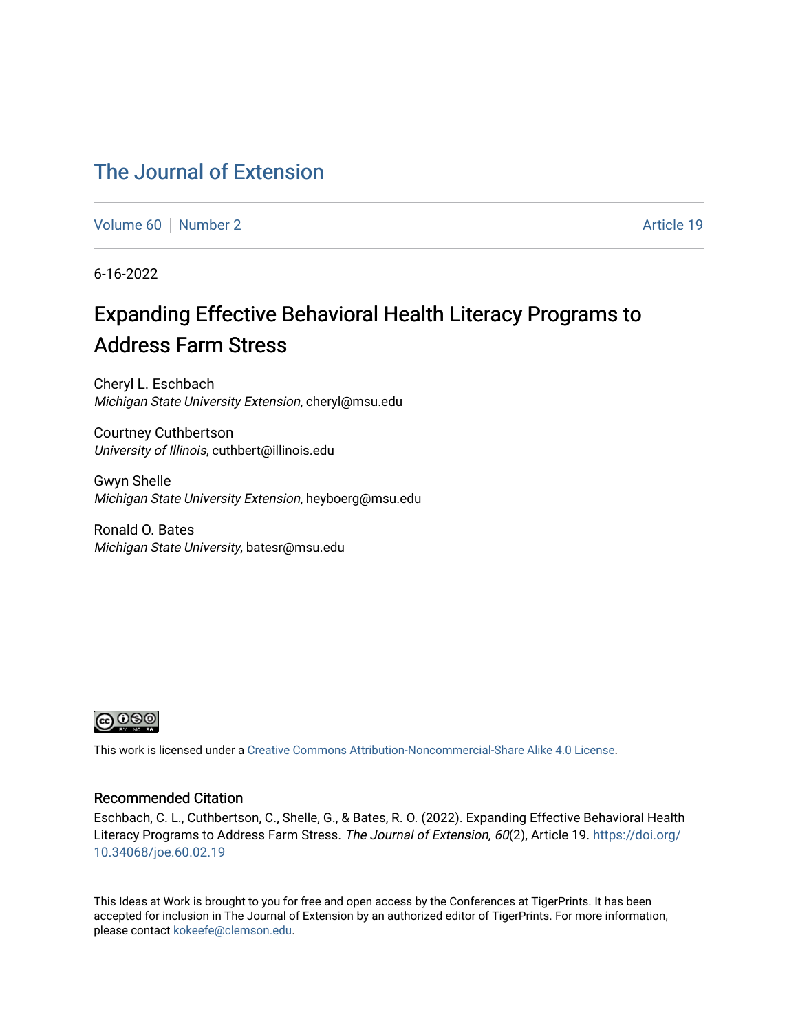# The Journal of Extension

Volume 60 | Number 2 | Article 19

6-16-2022

## Expanding Effective Behavioral Health Literacy Programs to Address Farm Stress

Cheryl L. Eschbach
*Michigan State University Extension*, cheryl@msu.edu

Courtney Cuthbertson
*University of Illinois*, cuthbert@illinois.edu

Gwyn Shelle
*Michigan State University Extension*, heyboerg@msu.edu

Ronald O. Bates
*Michigan State University*, batesr@msu.edu

This work is licensed under a Creative Commons Attribution-Noncommercial-Share Alike 4.0 License.

### Recommended Citation

Eschbach, C. L., Cuthbertson, C., Shelle, G., & Bates, R. O. (2022). Expanding Effective Behavioral Health Literacy Programs to Address Farm Stress. *The Journal of Extension, 60*(2), Article 19. https://doi.org/10.34068/joe.60.02.19

This Ideas at Work is brought to you for free and open access by the Conferences at TigerPrints. It has been accepted for inclusion in The Journal of Extension by an authorized editor of TigerPrints. For more information, please contact kokeefe@clemson.edu.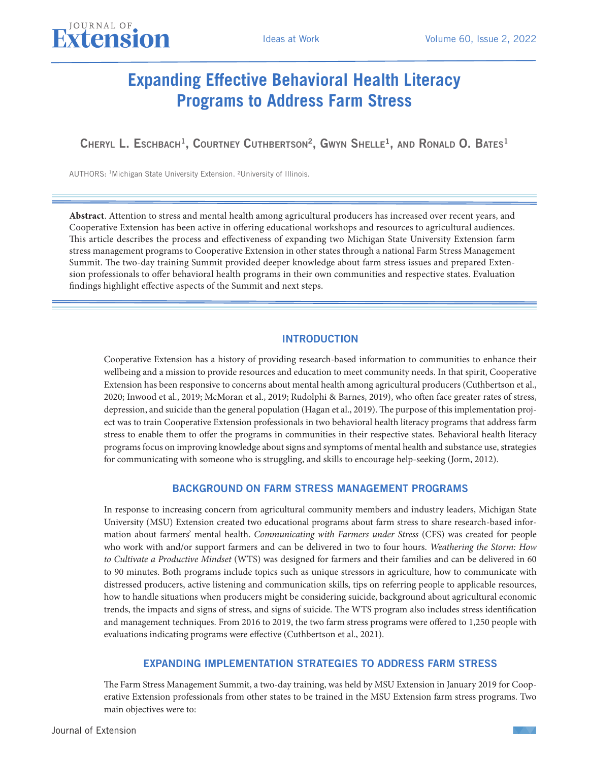# Expanding Effective Behavioral Health Literacy Programs to Address Farm Stress

**Cheryl L. Eschbach[1], Courtney Cuthbertson[2], Gwyn Shelle[1], and Ronald O. Bates[1]**

AUTHORS: [1]Michigan State University Extension. [2]University of Illinois.

**Abstract**. Attention to stress and mental health among agricultural producers has increased over recent years, and Cooperative Extension has been active in offering educational workshops and resources to agricultural audiences. This article describes the process and effectiveness of expanding two Michigan State University Extension farm stress management programs to Cooperative Extension in other states through a national Farm Stress Management Summit. The two-day training Summit provided deeper knowledge about farm stress issues and prepared Extension professionals to offer behavioral health programs in their own communities and respective states. Evaluation findings highlight effective aspects of the Summit and next steps.

## INTRODUCTION

Cooperative Extension has a history of providing research-based information to communities to enhance their wellbeing and a mission to provide resources and education to meet community needs. In that spirit, Cooperative Extension has been responsive to concerns about mental health among agricultural producers (Cuthbertson et al., 2020; Inwood et al., 2019; McMoran et al., 2019; Rudolphi & Barnes, 2019), who often face greater rates of stress, depression, and suicide than the general population (Hagan et al., 2019). The purpose of this implementation project was to train Cooperative Extension professionals in two behavioral health literacy programs that address farm stress to enable them to offer the programs in communities in their respective states. Behavioral health literacy programs focus on improving knowledge about signs and symptoms of mental health and substance use, strategies for communicating with someone who is struggling, and skills to encourage help-seeking (Jorm, 2012).

## BACKGROUND ON FARM STRESS MANAGEMENT PROGRAMS

In response to increasing concern from agricultural community members and industry leaders, Michigan State University (MSU) Extension created two educational programs about farm stress to share research-based information about farmers' mental health. *Communicating with Farmers under Stress* (CFS) was created for people who work with and/or support farmers and can be delivered in two to four hours. *Weathering the Storm: How to Cultivate a Productive Mindset* (WTS) was designed for farmers and their families and can be delivered in 60 to 90 minutes. Both programs include topics such as unique stressors in agriculture, how to communicate with distressed producers, active listening and communication skills, tips on referring people to applicable resources, how to handle situations when producers might be considering suicide, background about agricultural economic trends, the impacts and signs of stress, and signs of suicide. The WTS program also includes stress identification and management techniques. From 2016 to 2019, the two farm stress programs were offered to 1,250 people with evaluations indicating programs were effective (Cuthbertson et al., 2021).

## EXPANDING IMPLEMENTATION STRATEGIES TO ADDRESS FARM STRESS

The Farm Stress Management Summit, a two-day training, was held by MSU Extension in January 2019 for Cooperative Extension professionals from other states to be trained in the MSU Extension farm stress programs. Two main objectives were to: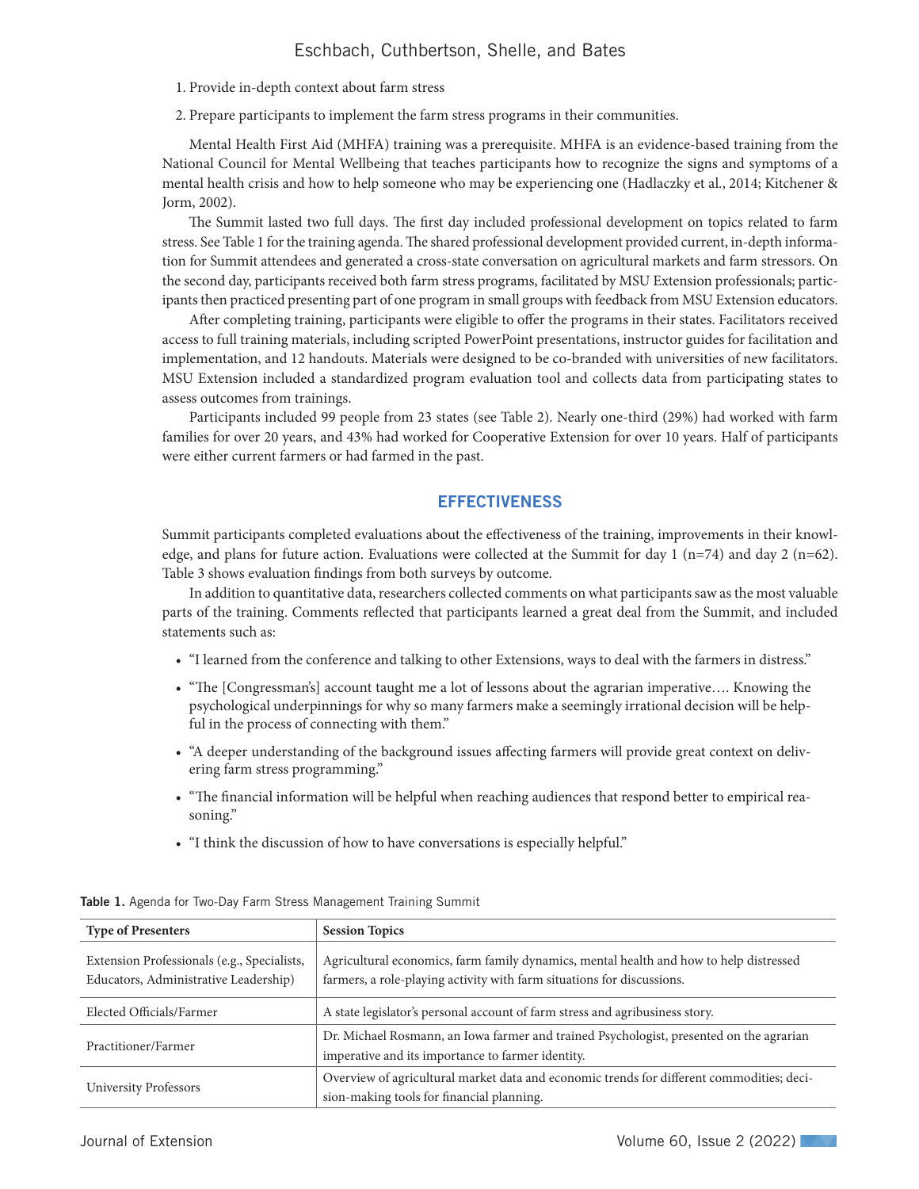1. Provide in-depth context about farm stress
2. Prepare participants to implement the farm stress programs in their communities.

Mental Health First Aid (MHFA) training was a prerequisite. MHFA is an evidence-based training from the National Council for Mental Wellbeing that teaches participants how to recognize the signs and symptoms of a mental health crisis and how to help someone who may be experiencing one (Hadlaczky et al., 2014; Kitchener & Jorm, 2002).

The Summit lasted two full days. The first day included professional development on topics related to farm stress. See Table 1 for the training agenda. The shared professional development provided current, in-depth information for Summit attendees and generated a cross-state conversation on agricultural markets and farm stressors. On the second day, participants received both farm stress programs, facilitated by MSU Extension professionals; participants then practiced presenting part of one program in small groups with feedback from MSU Extension educators.

After completing training, participants were eligible to offer the programs in their states. Facilitators received access to full training materials, including scripted PowerPoint presentations, instructor guides for facilitation and implementation, and 12 handouts. Materials were designed to be co-branded with universities of new facilitators. MSU Extension included a standardized program evaluation tool and collects data from participating states to assess outcomes from trainings.

Participants included 99 people from 23 states (see Table 2). Nearly one-third (29%) had worked with farm families for over 20 years, and 43% had worked for Cooperative Extension for over 10 years. Half of participants were either current farmers or had farmed in the past.

## EFFECTIVENESS

Summit participants completed evaluations about the effectiveness of the training, improvements in their knowledge, and plans for future action. Evaluations were collected at the Summit for day 1 (n=74) and day 2 (n=62). Table 3 shows evaluation findings from both surveys by outcome.

In addition to quantitative data, researchers collected comments on what participants saw as the most valuable parts of the training. Comments reflected that participants learned a great deal from the Summit, and included statements such as:

- "I learned from the conference and talking to other Extensions, ways to deal with the farmers in distress."
- "The [Congressman's] account taught me a lot of lessons about the agrarian imperative…. Knowing the psychological underpinnings for why so many farmers make a seemingly irrational decision will be helpful in the process of connecting with them."
- "A deeper understanding of the background issues affecting farmers will provide great context on delivering farm stress programming."
- "The financial information will be helpful when reaching audiences that respond better to empirical reasoning."
- "I think the discussion of how to have conversations is especially helpful."

**Table 1.** Agenda for Two-Day Farm Stress Management Training Summit

| Type of Presenters | Session Topics |
|---|---|
| Extension Professionals (e.g., Specialists, Educators, Administrative Leadership) | Agricultural economics, farm family dynamics, mental health and how to help distressed farmers, a role-playing activity with farm situations for discussions. |
| Elected Officials/Farmer | A state legislator's personal account of farm stress and agribusiness story. |
| Practitioner/Farmer | Dr. Michael Rosmann, an Iowa farmer and trained Psychologist, presented on the agrarian imperative and its importance to farmer identity. |
| University Professors | Overview of agricultural market data and economic trends for different commodities; decision-making tools for financial planning. |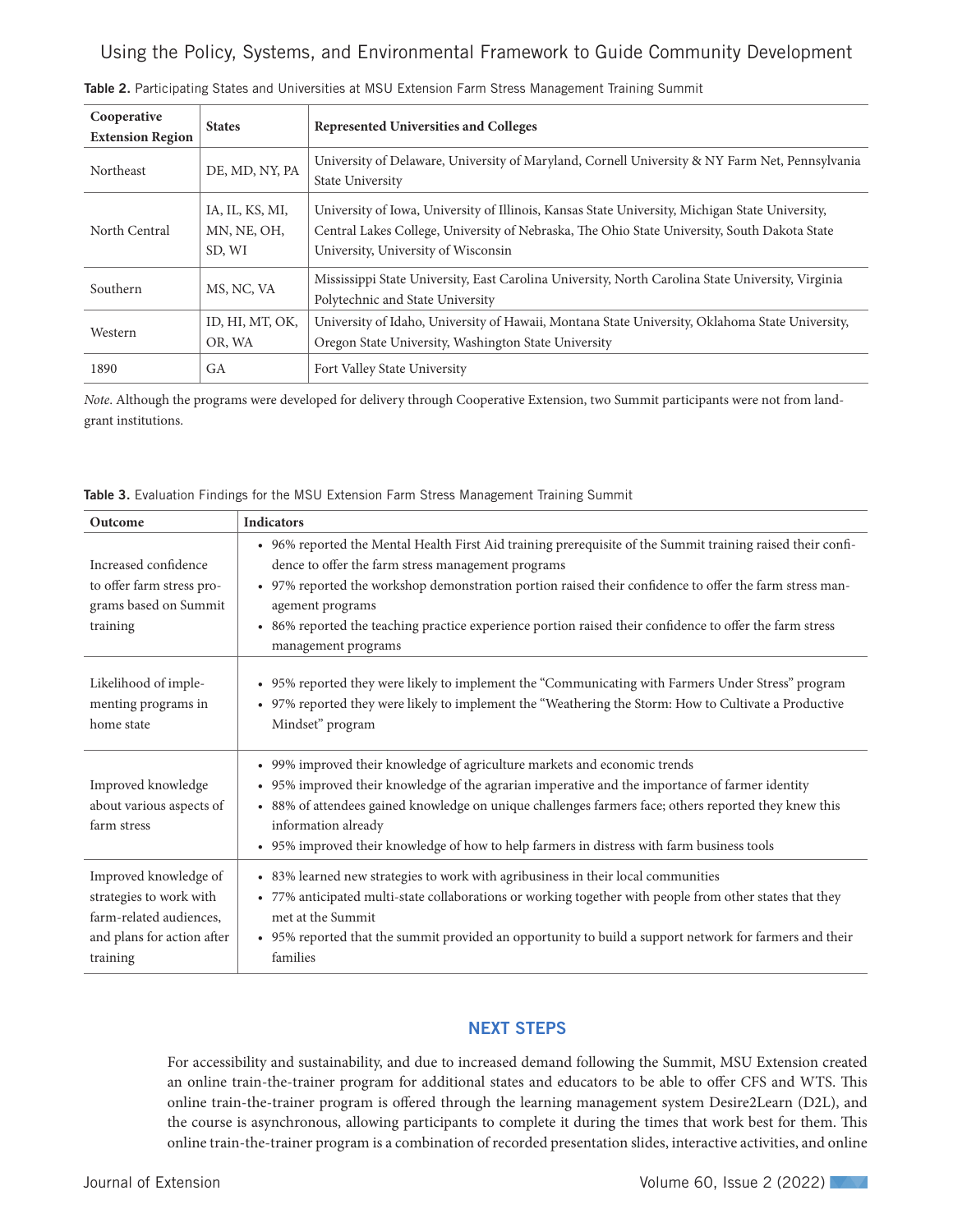**Table 2.** Participating States and Universities at MSU Extension Farm Stress Management Training Summit

| Cooperative Extension Region | States | Represented Universities and Colleges |
|---|---|---|
| Northeast | DE, MD, NY, PA | University of Delaware, University of Maryland, Cornell University & NY Farm Net, Pennsylvania State University |
| North Central | IA, IL, KS, MI, MN, NE, OH, SD, WI | University of Iowa, University of Illinois, Kansas State University, Michigan State University, Central Lakes College, University of Nebraska, The Ohio State University, South Dakota State University, University of Wisconsin |
| Southern | MS, NC, VA | Mississippi State University, East Carolina University, North Carolina State University, Virginia Polytechnic and State University |
| Western | ID, HI, MT, OK, OR, WA | University of Idaho, University of Hawaii, Montana State University, Oklahoma State University, Oregon State University, Washington State University |
| 1890 | GA | Fort Valley State University |

*Note*. Although the programs were developed for delivery through Cooperative Extension, two Summit participants were not from land-grant institutions.

**Table 3.** Evaluation Findings for the MSU Extension Farm Stress Management Training Summit

| Outcome | Indicators |
|---|---|
| Increased confidence to offer farm stress programs based on Summit training | • 96% reported the Mental Health First Aid training prerequisite of the Summit training raised their confidence to offer the farm stress management programs<br>• 97% reported the workshop demonstration portion raised their confidence to offer the farm stress management programs<br>• 86% reported the teaching practice experience portion raised their confidence to offer the farm stress management programs |
| Likelihood of implementing programs in home state | • 95% reported they were likely to implement the "Communicating with Farmers Under Stress" program<br>• 97% reported they were likely to implement the "Weathering the Storm: How to Cultivate a Productive Mindset" program |
| Improved knowledge about various aspects of farm stress | • 99% improved their knowledge of agriculture markets and economic trends<br>• 95% improved their knowledge of the agrarian imperative and the importance of farmer identity<br>• 88% of attendees gained knowledge on unique challenges farmers face; others reported they knew this information already<br>• 95% improved their knowledge of how to help farmers in distress with farm business tools |
| Improved knowledge of strategies to work with farm-related audiences, and plans for action after training | • 83% learned new strategies to work with agribusiness in their local communities<br>• 77% anticipated multi-state collaborations or working together with people from other states that they met at the Summit<br>• 95% reported that the summit provided an opportunity to build a support network for farmers and their families |

## NEXT STEPS

For accessibility and sustainability, and due to increased demand following the Summit, MSU Extension created an online train-the-trainer program for additional states and educators to be able to offer CFS and WTS. This online train-the-trainer program is offered through the learning management system Desire2Learn (D2L), and the course is asynchronous, allowing participants to complete it during the times that work best for them. This online train-the-trainer program is a combination of recorded presentation slides, interactive activities, and online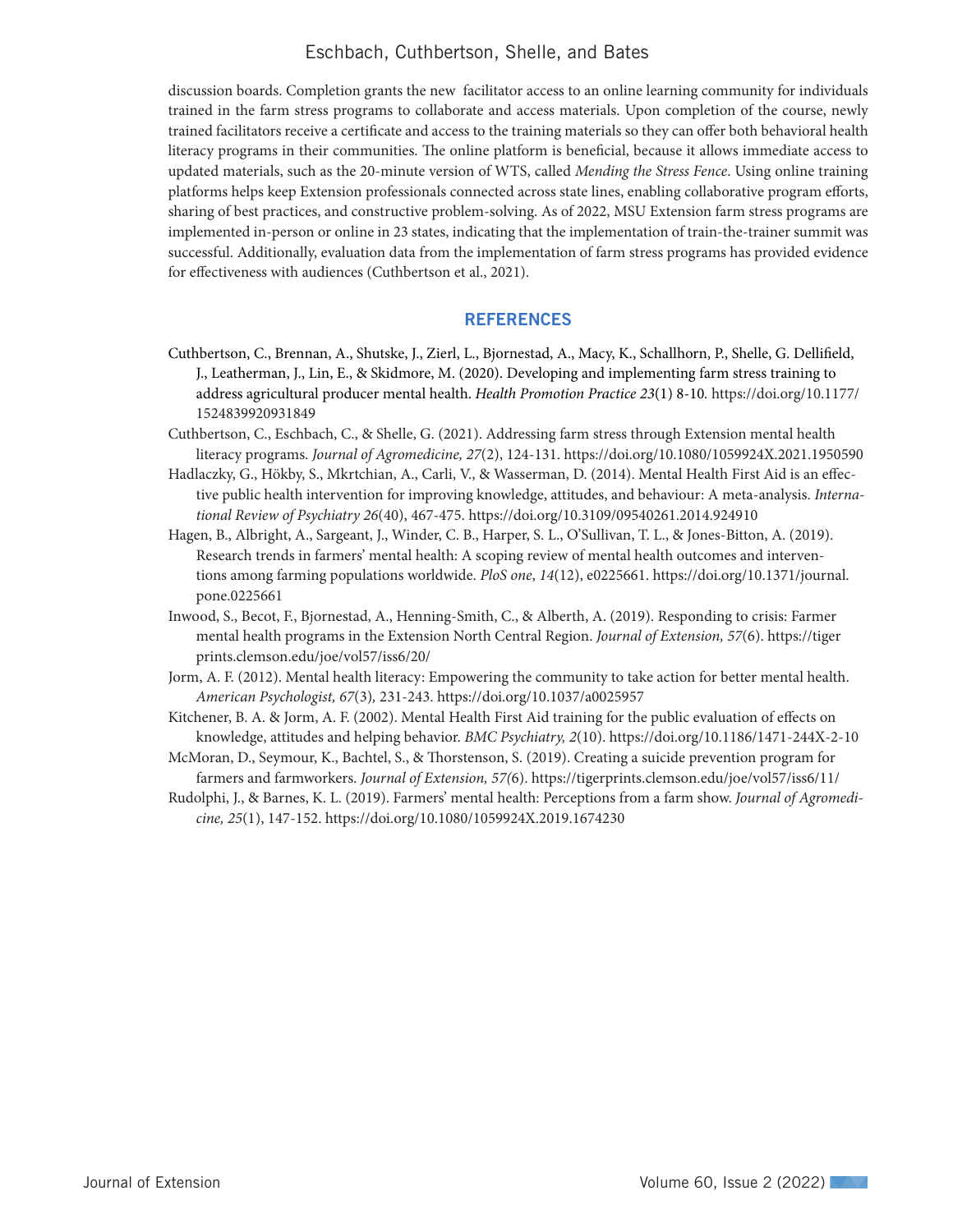discussion boards. Completion grants the new facilitator access to an online learning community for individuals trained in the farm stress programs to collaborate and access materials. Upon completion of the course, newly trained facilitators receive a certificate and access to the training materials so they can offer both behavioral health literacy programs in their communities. The online platform is beneficial, because it allows immediate access to updated materials, such as the 20-minute version of WTS, called *Mending the Stress Fence*. Using online training platforms helps keep Extension professionals connected across state lines, enabling collaborative program efforts, sharing of best practices, and constructive problem-solving. As of 2022, MSU Extension farm stress programs are implemented in-person or online in 23 states, indicating that the implementation of train-the-trainer summit was successful. Additionally, evaluation data from the implementation of farm stress programs has provided evidence for effectiveness with audiences (Cuthbertson et al., 2021).

## REFERENCES

Cuthbertson, C., Brennan, A., Shutske, J., Zierl, L., Bjornestad, A., Macy, K., Schallhorn, P., Shelle, G. Dellifield, J., Leatherman, J., Lin, E., & Skidmore, M. (2020). Developing and implementing farm stress training to address agricultural producer mental health. *Health Promotion Practice 23*(1) 8-10. https://doi.org/10.1177/1524839920931849

Cuthbertson, C., Eschbach, C., & Shelle, G. (2021). Addressing farm stress through Extension mental health literacy programs. *Journal of Agromedicine, 27*(2), 124-131. https://doi.org/10.1080/1059924X.2021.1950590

Hadlaczky, G., Hökby, S., Mkrtchian, A., Carli, V., & Wasserman, D. (2014). Mental Health First Aid is an effective public health intervention for improving knowledge, attitudes, and behaviour: A meta-analysis. *International Review of Psychiatry 26*(40), 467-475. https://doi.org/10.3109/09540261.2014.924910

Hagen, B., Albright, A., Sargeant, J., Winder, C. B., Harper, S. L., O'Sullivan, T. L., & Jones-Bitton, A. (2019). Research trends in farmers' mental health: A scoping review of mental health outcomes and interventions among farming populations worldwide. *PloS one*, *14*(12), e0225661. https://doi.org/10.1371/journal.pone.0225661

Inwood, S., Becot, F., Bjornestad, A., Henning-Smith, C., & Alberth, A. (2019). Responding to crisis: Farmer mental health programs in the Extension North Central Region. *Journal of Extension, 57*(6). https://tigerprints.clemson.edu/joe/vol57/iss6/20/

Jorm, A. F. (2012). Mental health literacy: Empowering the community to take action for better mental health. *American Psychologist, 67*(3)*,* 231-243. https://doi.org/10.1037/a0025957

Kitchener, B. A. & Jorm, A. F. (2002). Mental Health First Aid training for the public evaluation of effects on knowledge, attitudes and helping behavior. *BMC Psychiatry, 2*(10). https://doi.org/10.1186/1471-244X-2-10

McMoran, D., Seymour, K., Bachtel, S., & Thorstenson, S. (2019). Creating a suicide prevention program for farmers and farmworkers. *Journal of Extension, 57(*6). https://tigerprints.clemson.edu/joe/vol57/iss6/11/

Rudolphi, J., & Barnes, K. L. (2019). Farmers' mental health: Perceptions from a farm show. *Journal of Agromedicine, 25*(1), 147-152. https://doi.org/10.1080/1059924X.2019.1674230